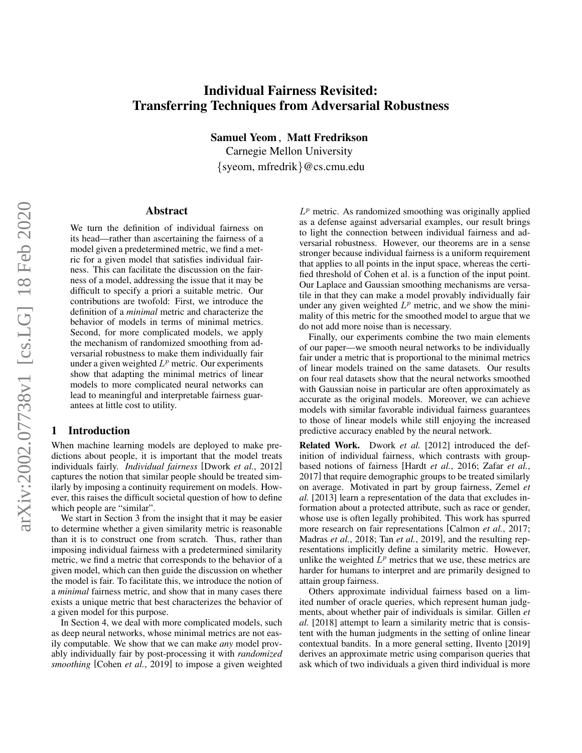# Individual Fairness Revisited: Transferring Techniques from Adversarial Robustness

**Samuel Yeom , Matt Fredrikson**

Carnegie Mellon University

{syeom, mfredrik}@cs.cmu.edu

## Abstract

We turn the definition of individual fairness on its head—rather than ascertaining the fairness of a model given a predetermined metric, we find a metric for a given model that satisfies individual fairness. This can facilitate the discussion on the fairness of a model, addressing the issue that it may be difficult to specify a priori a suitable metric. Our contributions are twofold: First, we introduce the definition of a *minimal* metric and characterize the behavior of models in terms of minimal metrics. Second, for more complicated models, we apply the mechanism of randomized smoothing from adversarial robustness to make them individually fair under a given weighted $L^p$ metric. Our experiments show that adapting the minimal metrics of linear models to more complicated neural networks can lead to meaningful and interpretable fairness guarantees at little cost to utility.

## 1 Introduction

When machine learning models are deployed to make predictions about people, it is important that the model treats individuals fairly. *Individual fairness* [Dwork *et al.*, 2012] captures the notion that similar people should be treated similarly by imposing a continuity requirement on models. However, this raises the difficult societal question of how to define which people are "similar".

We start in Section 3 from the insight that it may be easier to determine whether a given similarity metric is reasonable than it is to construct one from scratch. Thus, rather than imposing individual fairness with a predetermined similarity metric, we find a metric that corresponds to the behavior of a given model, which can then guide the discussion on whether the model is fair. To facilitate this, we introduce the notion of a *minimal* fairness metric, and show that in many cases there exists a unique metric that best characterizes the behavior of a given model for this purpose.

In Section 4, we deal with more complicated models, such as deep neural networks, whose minimal metrics are not easily computable. We show that we can make *any* model provably individually fair by post-processing it with *randomized smoothing* [Cohen *et al.*, 2019] to impose a given weighted $L^p$ metric. As randomized smoothing was originally applied as a defense against adversarial examples, our result brings to light the connection between individual fairness and adversarial robustness. However, our theorems are in a sense stronger because individual fairness is a uniform requirement that applies to all points in the input space, whereas the certified threshold of Cohen et al. is a function of the input point. Our Laplace and Gaussian smoothing mechanisms are versatile in that they can make a model provably individually fair under any given weighted $L^p$ metric, and we show the minimality of this metric for the smoothed model to argue that we do not add more noise than is necessary.

Finally, our experiments combine the two main elements of our paper—we smooth neural networks to be individually fair under a metric that is proportional to the minimal metrics of linear models trained on the same datasets. Our results on four real datasets show that the neural networks smoothed with Gaussian noise in particular are often approximately as accurate as the original models. Moreover, we can achieve models with similar favorable individual fairness guarantees to those of linear models while still enjoying the increased predictive accuracy enabled by the neural network.

**Related Work.** Dwork *et al.* [2012] introduced the definition of individual fairness, which contrasts with group-based notions of fairness [Hardt *et al.*, 2016; Zafar *et al.*, 2017] that require demographic groups to be treated similarly on average. Motivated in part by group fairness, Zemel *et al.* [2013] learn a representation of the data that excludes information about a protected attribute, such as race or gender, whose use is often legally prohibited. This work has spurred more research on fair representations [Calmon *et al.*, 2017; Madras *et al.*, 2018; Tan *et al.*, 2019], and the resulting representations implicitly define a similarity metric. However, unlike the weighted $L^p$ metrics that we use, these metrics are harder for humans to interpret and are primarily designed to attain group fairness.

Others approximate individual fairness based on a limited number of oracle queries, which represent human judgments, about whether pair of individuals is similar. Gillen *et al.* [2018] attempt to learn a similarity metric that is consistent with the human judgments in the setting of online linear contextual bandits. In a more general setting, Ilvento [2019] derives an approximate metric using comparison queries that ask which of two individuals a given third individual is more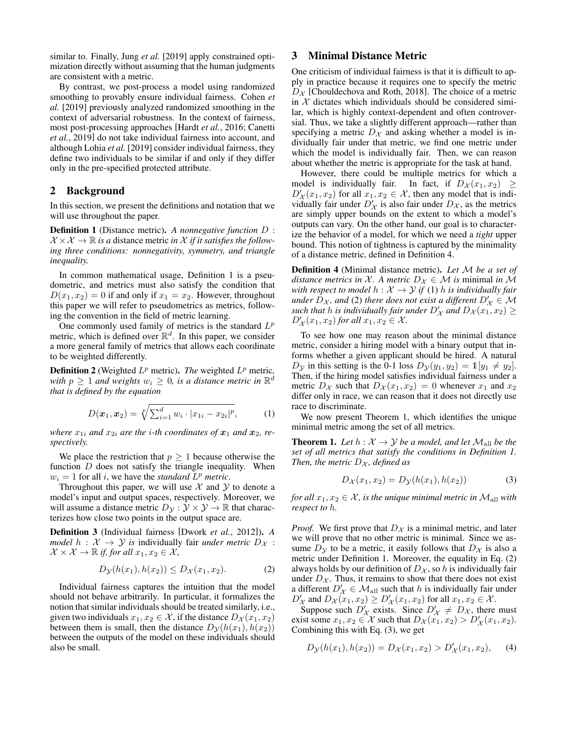similar to. Finally, Jung *et al.* [2019] apply constrained optimization directly without assuming that the human judgments are consistent with a metric.

By contrast, we post-process a model using randomized smoothing to provably ensure individual fairness. Cohen *et al.* [2019] previously analyzed randomized smoothing in the context of adversarial robustness. In the context of fairness, most post-processing approaches [Hardt *et al.*, 2016; Canetti *et al.*, 2019] do not take individual fairness into account, and although Lohia *et al.* [2019] consider individual fairness, they define two individuals to be similar if and only if they differ only in the pre-specified protected attribute.

## 2 Background

In this section, we present the definitions and notation that we will use throughout the paper.

**Definition 1** (Distance metric). *A nonnegative function $D : \mathcal{X} \times \mathcal{X} \to \mathbb{R}$ is a* distance metric *in $\mathcal{X}$ if it satisfies the following three conditions: nonnegativity, symmetry, and triangle inequality.*

In common mathematical usage, Definition 1 is a pseudometric, and metrics must also satisfy the condition that $D(x_1, x_2) = 0$ if and only if $x_1 = x_2$. However, throughout this paper we will refer to pseudometrics as metrics, following the convention in the field of metric learning.

One commonly used family of metrics is the standard $L^p$ metric, which is defined over $\mathbb{R}^d$. In this paper, we consider a more general family of metrics that allows each coordinate to be weighted differently.

**Definition 2** (Weighted $L^p$ metric). *The* weighted $L^p$ metric*, with $p \geq 1$ and weights $w_i \geq 0$, is a distance metric in $\mathbb{R}^d$ that is defined by the equation*

$$D(\boldsymbol{x}_1, \boldsymbol{x}_2) = \sqrt[p]{\textstyle\sum_{i=1}^{d} w_i \cdot |x_{1i} - x_{2i}|^p}, \tag{1}$$

*where $x_{1i}$ and $x_{2i}$ are the $i$-th coordinates of $\boldsymbol{x}_1$ and $\boldsymbol{x}_2$, respectively.*

We place the restriction that $p \geq 1$ because otherwise the function $D$ does not satisfy the triangle inequality. When $w_i = 1$ for all $i$, we have the *standard $L^p$ metric*.

Throughout this paper, we will use $\mathcal{X}$ and $\mathcal{Y}$ to denote a model's input and output spaces, respectively. Moreover, we will assume a distance metric $D_\mathcal{Y} : \mathcal{Y} \times \mathcal{Y} \to \mathbb{R}$ that characterizes how close two points in the output space are.

**Definition 3** (Individual fairness [Dwork *et al.*, 2012]). *A model $h : \mathcal{X} \to \mathcal{Y}$ is* individually fair *under metric $D_\mathcal{X} : \mathcal{X} \times \mathcal{X} \to \mathbb{R}$ if, for all $x_1, x_2 \in \mathcal{X}$,*

$$D_\mathcal{Y}(h(x_1), h(x_2)) \leq D_\mathcal{X}(x_1, x_2). \tag{2}$$

Individual fairness captures the intuition that the model should not behave arbitrarily. In particular, it formalizes the notion that similar individuals should be treated similarly, i.e., given two individuals $x_1, x_2 \in \mathcal{X}$, if the distance $D_\mathcal{X}(x_1, x_2)$ between them is small, then the distance $D_\mathcal{Y}(h(x_1), h(x_2))$ between the outputs of the model on these individuals should also be small.

## 3 Minimal Distance Metric

One criticism of individual fairness is that it is difficult to apply in practice because it requires one to specify the metric $D_\mathcal{X}$ [Chouldechova and Roth, 2018]. The choice of a metric in $\mathcal{X}$ dictates which individuals should be considered similar, which is highly context-dependent and often controversial. Thus, we take a slightly different approach—rather than specifying a metric $D_\mathcal{X}$ and asking whether a model is individually fair under that metric, we find one metric under which the model is individually fair. Then, we can reason about whether the metric is appropriate for the task at hand.

However, there could be multiple metrics for which a model is individually fair. In fact, if $D_\mathcal{X}(x_1, x_2) \geq D'_\mathcal{X}(x_1, x_2)$ for all $x_1, x_2 \in \mathcal{X}$, then any model that is individually fair under $D'_\mathcal{X}$ is also fair under $D_\mathcal{X}$, as the metrics are simply upper bounds on the extent to which a model's outputs can vary. On the other hand, our goal is to characterize the behavior of a model, for which we need a *tight* upper bound. This notion of tightness is captured by the minimality of a distance metric, defined in Definition 4.

**Definition 4** (Minimal distance metric). *Let $\mathcal{M}$ be a set of distance metrics in $\mathcal{X}$. A metric $D_\mathcal{X} \in \mathcal{M}$ is* minimal *in $\mathcal{M}$ with respect to model $h : \mathcal{X} \to \mathcal{Y}$ if* (1) *$h$ is individually fair under $D_\mathcal{X}$, and* (2) *there does not exist a different $D'_\mathcal{X} \in \mathcal{M}$ such that $h$ is individually fair under $D'_\mathcal{X}$ and $D_\mathcal{X}(x_1, x_2) \geq D'_\mathcal{X}(x_1, x_2)$ for all $x_1, x_2 \in \mathcal{X}$.*

To see how one may reason about the minimal distance metric, consider a hiring model with a binary output that informs whether a given applicant should be hired. A natural $D_\mathcal{Y}$ in this setting is the 0-1 loss $D_\mathcal{Y}(y_1, y_2) = \mathbb{1}[y_1 \neq y_2]$. Then, if the hiring model satisfies individual fairness under a metric $D_\mathcal{X}$ such that $D_\mathcal{X}(x_1, x_2) = 0$ whenever $x_1$ and $x_2$ differ only in race, we can reason that it does not directly use race to discriminate.

We now present Theorem 1, which identifies the unique minimal metric among the set of all metrics.

**Theorem 1.** *Let $h : \mathcal{X} \to \mathcal{Y}$ be a model, and let $\mathcal{M}_\text{all}$ be the set of all metrics that satisfy the conditions in Definition 1. Then, the metric $D_\mathcal{X}$, defined as*

$$D_\mathcal{X}(x_1, x_2) = D_\mathcal{Y}(h(x_1), h(x_2)) \tag{3}$$

*for all $x_1, x_2 \in \mathcal{X}$, is the unique minimal metric in $\mathcal{M}_\text{all}$ with respect to $h$.*

*Proof.* We first prove that $D_\mathcal{X}$ is a minimal metric, and later we will prove that no other metric is minimal. Since we assume $D_\mathcal{Y}$ to be a metric, it easily follows that $D_\mathcal{X}$ is also a metric under Definition 1. Moreover, the equality in Eq. (2) always holds by our definition of $D_\mathcal{X}$, so $h$ is individually fair under $D_\mathcal{X}$. Thus, it remains to show that there does not exist a different $D'_\mathcal{X} \in \mathcal{M}_\text{all}$ such that $h$ is individually fair under $D'_\mathcal{X}$ and $D_\mathcal{X}(x_1, x_2) \geq D'_\mathcal{X}(x_1, x_2)$ for all $x_1, x_2 \in \mathcal{X}$.

Suppose such $D'_\mathcal{X}$ exists. Since $D'_\mathcal{X} \neq D_\mathcal{X}$, there must exist some $x_1, x_2 \in \mathcal{X}$ such that $D_\mathcal{X}(x_1, x_2) > D'_\mathcal{X}(x_1, x_2)$. Combining this with Eq. (3), we get

$$D_\mathcal{Y}(h(x_1), h(x_2)) = D_\mathcal{X}(x_1, x_2) > D'_\mathcal{X}(x_1, x_2), \tag{4}$$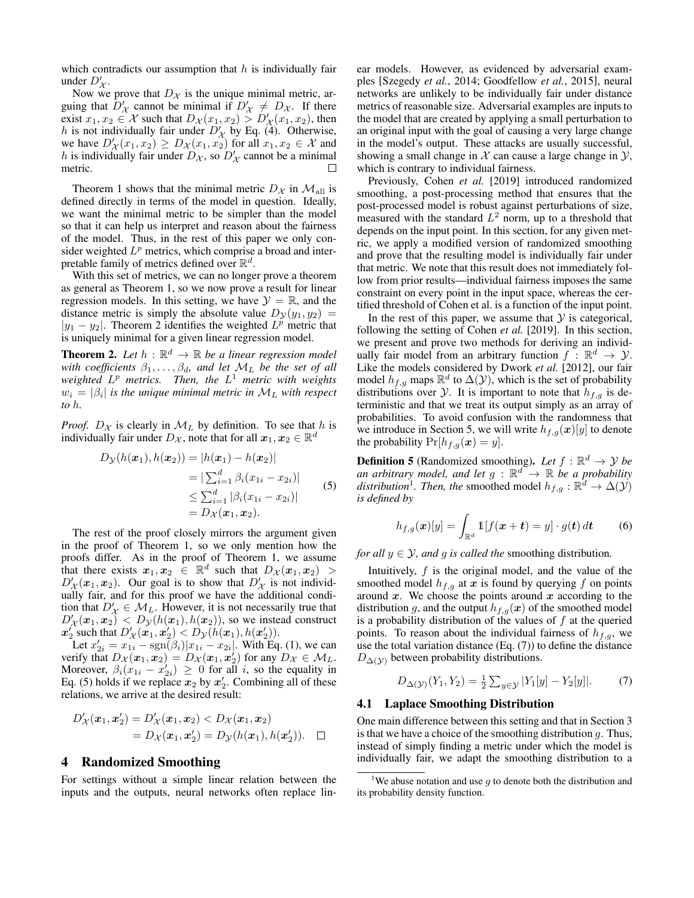which contradicts our assumption that $h$ is individually fair under $D'_{\mathcal{X}}$.

Now we prove that $D_{\mathcal{X}}$ is the unique minimal metric, arguing that $D'_{\mathcal{X}}$ cannot be minimal if $D'_{\mathcal{X}} \neq D_{\mathcal{X}}$. If there exist $x_1, x_2 \in \mathcal{X}$ such that $D_{\mathcal{X}}(x_1, x_2) > D'_{\mathcal{X}}(x_1, x_2)$, then $h$ is not individually fair under $D'_{\mathcal{X}}$ by Eq. (4). Otherwise, we have $D'_{\mathcal{X}}(x_1, x_2) \geq D_{\mathcal{X}}(x_1, x_2)$ for all $x_1, x_2 \in \mathcal{X}$ and $h$ is individually fair under $D_{\mathcal{X}}$, so $D'_{\mathcal{X}}$ cannot be a minimal metric. □

Theorem 1 shows that the minimal metric $D_{\mathcal{X}}$ in $\mathcal{M}_{\text{all}}$ is defined directly in terms of the model in question. Ideally, we want the minimal metric to be simpler than the model so that it can help us interpret and reason about the fairness of the model. Thus, in the rest of this paper we only consider weighted $L^p$ metrics, which comprise a broad and interpretable family of metrics defined over $\mathbb{R}^d$.

With this set of metrics, we can no longer prove a theorem as general as Theorem 1, so we now prove a result for linear regression models. In this setting, we have $\mathcal{Y} = \mathbb{R}$, and the distance metric is simply the absolute value $D_{\mathcal{Y}}(y_1, y_2) = |y_1 - y_2|$. Theorem 2 identifies the weighted $L^p$ metric that is uniquely minimal for a given linear regression model.

**Theorem 2.** *Let $h : \mathbb{R}^d \to \mathbb{R}$ be a linear regression model with coefficients $\beta_1, \ldots, \beta_d$, and let $\mathcal{M}_L$ be the set of all weighted $L^p$ metrics. Then, the $L^1$ metric with weights $w_i = |\beta_i|$ is the unique minimal metric in $\mathcal{M}_L$ with respect to $h$.*

*Proof.* $D_{\mathcal{X}}$ is clearly in $\mathcal{M}_L$ by definition. To see that $h$ is individually fair under $D_{\mathcal{X}}$, note that for all $\boldsymbol{x}_1, \boldsymbol{x}_2 \in \mathbb{R}^d$

$$
\begin{aligned}
D_{\mathcal{Y}}(h(\boldsymbol{x}_1), h(\boldsymbol{x}_2)) &= |h(\boldsymbol{x}_1) - h(\boldsymbol{x}_2)| \\
&= |\textstyle\sum_{i=1}^d \beta_i (x_{1i} - x_{2i})| \\
&\leq \textstyle\sum_{i=1}^d |\beta_i (x_{1i} - x_{2i})| \\
&= D_{\mathcal{X}}(\boldsymbol{x}_1, \boldsymbol{x}_2).
\end{aligned} \tag{5}
$$

The rest of the proof closely mirrors the argument given in the proof of Theorem 1, so we only mention how the proofs differ. As in the proof of Theorem 1, we assume that there exists $\boldsymbol{x}_1, \boldsymbol{x}_2 \in \mathbb{R}^d$ such that $D_{\mathcal{X}}(\boldsymbol{x}_1, \boldsymbol{x}_2) > D'_{\mathcal{X}}(\boldsymbol{x}_1, \boldsymbol{x}_2)$. Our goal is to show that $D'_{\mathcal{X}}$ is not individually fair, and for this proof we have the additional condition that $D'_{\mathcal{X}} \in \mathcal{M}_L$. However, it is not necessarily true that $D'_{\mathcal{X}}(\boldsymbol{x}_1, \boldsymbol{x}_2) < D_{\mathcal{Y}}(h(\boldsymbol{x}_1), h(\boldsymbol{x}_2))$, so we instead construct $\boldsymbol{x}'_2$ such that $D'_{\mathcal{X}}(\boldsymbol{x}_1, \boldsymbol{x}'_2) < D_{\mathcal{Y}}(h(\boldsymbol{x}_1), h(\boldsymbol{x}'_2))$.

Let $x'_{2i} = x_{1i} - \text{sgn}(\beta_i)|x_{1i} - x_{2i}|$. With Eq. (1), we can verify that $D_{\mathcal{X}}(\boldsymbol{x}_1, \boldsymbol{x}_2) = D_{\mathcal{X}}(\boldsymbol{x}_1, \boldsymbol{x}'_2)$ for any $D_{\mathcal{X}} \in \mathcal{M}_L$. Moreover, $\beta_i(x_{1i} - x'_{2i}) \geq 0$ for all $i$, so the equality in Eq. (5) holds if we replace $\boldsymbol{x}_2$ by $\boldsymbol{x}'_2$. Combining all of these relations, we arrive at the desired result:

$$
\begin{aligned}
D'_{\mathcal{X}}(\boldsymbol{x}_1, \boldsymbol{x}'_2) &= D'_{\mathcal{X}}(\boldsymbol{x}_1, \boldsymbol{x}_2) < D_{\mathcal{X}}(\boldsymbol{x}_1, \boldsymbol{x}_2) \\
&= D_{\mathcal{X}}(\boldsymbol{x}_1, \boldsymbol{x}'_2) = D_{\mathcal{Y}}(h(\boldsymbol{x}_1), h(\boldsymbol{x}'_2)). \quad \square
\end{aligned}
$$

## 4 Randomized Smoothing

For settings without a simple linear relation between the inputs and the outputs, neural networks often replace linear models. However, as evidenced by adversarial examples [Szegedy *et al.*, 2014; Goodfellow *et al.*, 2015], neural networks are unlikely to be individually fair under distance metrics of reasonable size. Adversarial examples are inputs to the model that are created by applying a small perturbation to an original input with the goal of causing a very large change in the model's output. These attacks are usually successful, showing a small change in $\mathcal{X}$ can cause a large change in $\mathcal{Y}$, which is contrary to individual fairness.

Previously, Cohen *et al.* [2019] introduced randomized smoothing, a post-processing method that ensures that the post-processed model is robust against perturbations of size, measured with the standard $L^2$ norm, up to a threshold that depends on the input point. In this section, for any given metric, we apply a modified version of randomized smoothing and prove that the resulting model is individually fair under that metric. We note that this result does not immediately follow from prior results—individual fairness imposes the same constraint on every point in the input space, whereas the certified threshold of Cohen et al. is a function of the input point.

In the rest of this paper, we assume that $\mathcal{Y}$ is categorical, following the setting of Cohen *et al.* [2019]. In this section, we present and prove two methods for deriving an individually fair model from an arbitrary function $f : \mathbb{R}^d \to \mathcal{Y}$. Like the models considered by Dwork *et al.* [2012], our fair model $h_{f,g}$ maps $\mathbb{R}^d$ to $\Delta(\mathcal{Y})$, which is the set of probability distributions over $\mathcal{Y}$. It is important to note that $h_{f,g}$ is deterministic and that we treat its output simply as an array of probabilities. To avoid confusion with the randomness that we introduce in Section 5, we will write $h_{f,g}(\boldsymbol{x})[y]$ to denote the probability $\Pr[h_{f,g}(\boldsymbol{x}) = y]$.

**Definition 5** (Randomized smoothing)**.** *Let $f : \mathbb{R}^d \to \mathcal{Y}$ be an arbitrary model, and let $g : \mathbb{R}^d \to \mathbb{R}$ be a probability distribution*[1]*. Then, the* smoothed model *$h_{f,g} : \mathbb{R}^d \to \Delta(\mathcal{Y})$ is defined by*

$$
h_{f,g}(\boldsymbol{x})[y] = \int_{\mathbb{R}^d} \mathbb{1}[f(\boldsymbol{x} + \boldsymbol{t}) = y] \cdot g(\boldsymbol{t})\, d\boldsymbol{t} \tag{6}
$$

*for all $y \in \mathcal{Y}$, and $g$ is called the* smoothing distribution*.*

Intuitively, $f$ is the original model, and the value of the smoothed model $h_{f,g}$ at $\boldsymbol{x}$ is found by querying $f$ on points around $\boldsymbol{x}$. We choose the points around $\boldsymbol{x}$ according to the distribution $g$, and the output $h_{f,g}(\boldsymbol{x})$ of the smoothed model is a probability distribution of the values of $f$ at the queried points. To reason about the individual fairness of $h_{f,g}$, we use the total variation distance (Eq. (7)) to define the distance $D_{\Delta(\mathcal{Y})}$ between probability distributions.

$$
D_{\Delta(\mathcal{Y})}(Y_1, Y_2) = \tfrac{1}{2} \textstyle\sum_{y \in \mathcal{Y}} |Y_1[y] - Y_2[y]|. \tag{7}
$$

### 4.1 Laplace Smoothing Distribution

One main difference between this setting and that in Section 3 is that we have a choice of the smoothing distribution $g$. Thus, instead of simply finding a metric under which the model is individually fair, we adapt the smoothing distribution to a

[1] We abuse notation and use $g$ to denote both the distribution and its probability density function.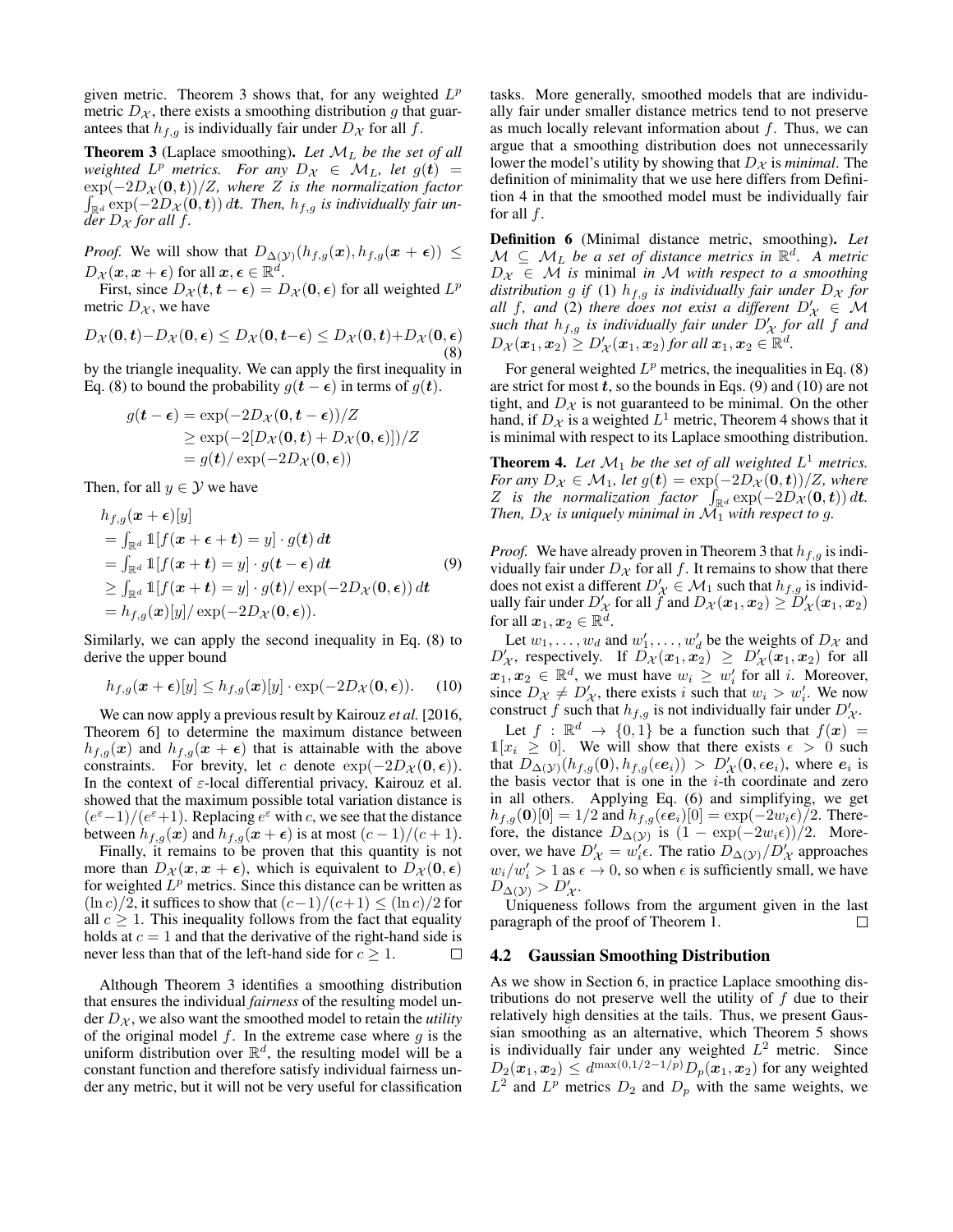given metric. Theorem 3 shows that, for any weighted $L^p$ metric $D_\mathcal{X}$, there exists a smoothing distribution $g$ that guarantees that $h_{f,g}$ is individually fair under $D_\mathcal{X}$ for all $f$.

**Theorem 3** (Laplace smoothing)**.** *Let $\mathcal{M}_L$ be the set of all weighted $L^p$ metrics. For any $D_\mathcal{X} \in \mathcal{M}_L$, let $g(\boldsymbol{t}) = \exp(-2D_\mathcal{X}(\boldsymbol{0}, \boldsymbol{t}))/Z$, where $Z$ is the normalization factor $\int_{\mathbb{R}^d} \exp(-2D_\mathcal{X}(\boldsymbol{0}, \boldsymbol{t}))\, d\boldsymbol{t}$. Then, $h_{f,g}$ is individually fair under $D_\mathcal{X}$ for all $f$.*

*Proof.* We will show that $D_{\Delta(\mathcal{Y})}(h_{f,g}(\boldsymbol{x}), h_{f,g}(\boldsymbol{x} + \boldsymbol{\epsilon})) \leq D_\mathcal{X}(\boldsymbol{x}, \boldsymbol{x} + \boldsymbol{\epsilon})$ for all $\boldsymbol{x}, \boldsymbol{\epsilon} \in \mathbb{R}^d$.

First, since $D_\mathcal{X}(\boldsymbol{t}, \boldsymbol{t} - \boldsymbol{\epsilon}) = D_\mathcal{X}(\boldsymbol{0}, \boldsymbol{\epsilon})$ for all weighted $L^p$ metric $D_\mathcal{X}$, we have

$$D_\mathcal{X}(\boldsymbol{0}, \boldsymbol{t}) - D_\mathcal{X}(\boldsymbol{0}, \boldsymbol{\epsilon}) \leq D_\mathcal{X}(\boldsymbol{0}, \boldsymbol{t} - \boldsymbol{\epsilon}) \leq D_\mathcal{X}(\boldsymbol{0}, \boldsymbol{t}) + D_\mathcal{X}(\boldsymbol{0}, \boldsymbol{\epsilon}) \tag{8}$$

by the triangle inequality. We can apply the first inequality in Eq. (8) to bound the probability $g(\boldsymbol{t} - \boldsymbol{\epsilon})$ in terms of $g(\boldsymbol{t})$.

$$\begin{aligned} g(\boldsymbol{t} - \boldsymbol{\epsilon}) &= \exp(-2D_\mathcal{X}(\boldsymbol{0}, \boldsymbol{t} - \boldsymbol{\epsilon}))/Z \\ &\geq \exp(-2[D_\mathcal{X}(\boldsymbol{0}, \boldsymbol{t}) + D_\mathcal{X}(\boldsymbol{0}, \boldsymbol{\epsilon})])/Z \\ &= g(\boldsymbol{t})/\exp(-2D_\mathcal{X}(\boldsymbol{0}, \boldsymbol{\epsilon})) \end{aligned}$$

Then, for all $y \in \mathcal{Y}$ we have

$$\begin{aligned} & h_{f,g}(\boldsymbol{x} + \boldsymbol{\epsilon})[y] \\ &= \textstyle\int_{\mathbb{R}^d} \mathbb{1}[f(\boldsymbol{x} + \boldsymbol{\epsilon} + \boldsymbol{t}) = y] \cdot g(\boldsymbol{t})\, d\boldsymbol{t} \\ &= \textstyle\int_{\mathbb{R}^d} \mathbb{1}[f(\boldsymbol{x} + \boldsymbol{t}) = y] \cdot g(\boldsymbol{t} - \boldsymbol{\epsilon})\, d\boldsymbol{t} \\ &\geq \textstyle\int_{\mathbb{R}^d} \mathbb{1}[f(\boldsymbol{x} + \boldsymbol{t}) = y] \cdot g(\boldsymbol{t})/\exp(-2D_\mathcal{X}(\boldsymbol{0}, \boldsymbol{\epsilon}))\, d\boldsymbol{t} \\ &= h_{f,g}(\boldsymbol{x})[y]/\exp(-2D_\mathcal{X}(\boldsymbol{0}, \boldsymbol{\epsilon})). \end{aligned} \tag{9}$$

Similarly, we can apply the second inequality in Eq. (8) to derive the upper bound

$$h_{f,g}(\boldsymbol{x} + \boldsymbol{\epsilon})[y] \leq h_{f,g}(\boldsymbol{x})[y] \cdot \exp(-2D_\mathcal{X}(\boldsymbol{0}, \boldsymbol{\epsilon})). \tag{10}$$

We can now apply a previous result by Kairouz *et al.* [2016, Theorem 6] to determine the maximum distance between $h_{f,g}(\boldsymbol{x})$ and $h_{f,g}(\boldsymbol{x} + \boldsymbol{\epsilon})$ that is attainable with the above constraints. For brevity, let $c$ denote $\exp(-2D_\mathcal{X}(\boldsymbol{0}, \boldsymbol{\epsilon}))$. In the context of $\varepsilon$-local differential privacy, Kairouz et al. showed that the maximum possible total variation distance is $(e^\varepsilon - 1)/(e^\varepsilon + 1)$. Replacing $e^\varepsilon$ with $c$, we see that the distance between $h_{f,g}(\boldsymbol{x})$ and $h_{f,g}(\boldsymbol{x} + \boldsymbol{\epsilon})$ is at most $(c-1)/(c+1)$.

Finally, it remains to be proven that this quantity is not more than $D_\mathcal{X}(\boldsymbol{x}, \boldsymbol{x} + \boldsymbol{\epsilon})$, which is equivalent to $D_\mathcal{X}(\boldsymbol{0}, \boldsymbol{\epsilon})$ for weighted $L^p$ metrics. Since this distance can be written as $(\ln c)/2$, it suffices to show that $(c-1)/(c+1) \leq (\ln c)/2$ for all $c \geq 1$. This inequality follows from the fact that equality holds at $c = 1$ and that the derivative of the right-hand side is never less than that of the left-hand side for $c \geq 1$. $\square$

Although Theorem 3 identifies a smoothing distribution that ensures the individual *fairness* of the resulting model under $D_\mathcal{X}$, we also want the smoothed model to retain the *utility* of the original model $f$. In the extreme case where $g$ is the uniform distribution over $\mathbb{R}^d$, the resulting model will be a constant function and therefore satisfy individual fairness under any metric, but it will not be very useful for classification tasks. More generally, smoothed models that are individually fair under smaller distance metrics tend to not preserve as much locally relevant information about $f$. Thus, we can argue that a smoothing distribution does not unnecessarily lower the model's utility by showing that $D_\mathcal{X}$ is *minimal*. The definition of minimality that we use here differs from Definition 4 in that the smoothed model must be individually fair for all $f$.

**Definition 6** (Minimal distance metric, smoothing)**.** *Let $\mathcal{M} \subseteq \mathcal{M}_L$ be a set of distance metrics in $\mathbb{R}^d$. A metric $D_\mathcal{X} \in \mathcal{M}$ is* minimal *in $\mathcal{M}$ with respect to a smoothing distribution $g$ if (1) $h_{f,g}$ is individually fair under $D_\mathcal{X}$ for all $f$, and (2) there does not exist a different $D'_\mathcal{X} \in \mathcal{M}$ such that $h_{f,g}$ is individually fair under $D'_\mathcal{X}$ for all $f$ and $D_\mathcal{X}(\boldsymbol{x}_1, \boldsymbol{x}_2) \geq D'_\mathcal{X}(\boldsymbol{x}_1, \boldsymbol{x}_2)$ for all $\boldsymbol{x}_1, \boldsymbol{x}_2 \in \mathbb{R}^d$.*

For general weighted $L^p$ metrics, the inequalities in Eq. (8) are strict for most $\boldsymbol{t}$, so the bounds in Eqs. (9) and (10) are not tight, and $D_\mathcal{X}$ is not guaranteed to be minimal. On the other hand, if $D_\mathcal{X}$ is a weighted $L^1$ metric, Theorem 4 shows that it is minimal with respect to its Laplace smoothing distribution.

**Theorem 4.** *Let $\mathcal{M}_1$ be the set of all weighted $L^1$ metrics. For any $D_\mathcal{X} \in \mathcal{M}_1$, let $g(\boldsymbol{t}) = \exp(-2D_\mathcal{X}(\boldsymbol{0}, \boldsymbol{t}))/Z$, where $Z$ is the normalization factor $\int_{\mathbb{R}^d} \exp(-2D_\mathcal{X}(\boldsymbol{0}, \boldsymbol{t}))\, d\boldsymbol{t}$. Then, $D_\mathcal{X}$ is uniquely minimal in $\mathcal{M}_1$ with respect to $g$.*

*Proof.* We have already proven in Theorem 3 that $h_{f,g}$ is individually fair under $D_\mathcal{X}$ for all $f$. It remains to show that there does not exist a different $D'_\mathcal{X} \in \mathcal{M}_1$ such that $h_{f,g}$ is individually fair under $D'_\mathcal{X}$ for all $f$ and $D_\mathcal{X}(\boldsymbol{x}_1, \boldsymbol{x}_2) \geq D'_\mathcal{X}(\boldsymbol{x}_1, \boldsymbol{x}_2)$ for all $\boldsymbol{x}_1, \boldsymbol{x}_2 \in \mathbb{R}^d$.

Let $w_1, \ldots, w_d$ and $w'_1, \ldots, w'_d$ be the weights of $D_\mathcal{X}$ and $D'_\mathcal{X}$, respectively. If $D_\mathcal{X}(\boldsymbol{x}_1, \boldsymbol{x}_2) \geq D'_\mathcal{X}(\boldsymbol{x}_1, \boldsymbol{x}_2)$ for all $\boldsymbol{x}_1, \boldsymbol{x}_2 \in \mathbb{R}^d$, we must have $w_i \geq w'_i$ for all $i$. Moreover, since $D_\mathcal{X} \neq D'_\mathcal{X}$, there exists $i$ such that $w_i > w'_i$. We now construct $f$ such that $h_{f,g}$ is not individually fair under $D'_\mathcal{X}$.

Let $f : \mathbb{R}^d \to \{0, 1\}$ be a function such that $f(\boldsymbol{x}) = \mathbb{1}[x_i \geq 0]$. We will show that there exists $\epsilon > 0$ such that $D_{\Delta(\mathcal{Y})}(h_{f,g}(\boldsymbol{0}), h_{f,g}(\epsilon \boldsymbol{e}_i)) > D'_\mathcal{X}(\boldsymbol{0}, \epsilon \boldsymbol{e}_i)$, where $\boldsymbol{e}_i$ is the basis vector that is one in the $i$-th coordinate and zero in all others. Applying Eq. (6) and simplifying, we get $h_{f,g}(\boldsymbol{0})[0] = 1/2$ and $h_{f,g}(\epsilon \boldsymbol{e}_i)[0] = \exp(-2w_i\epsilon)/2$. Therefore, the distance $D_{\Delta(\mathcal{Y})}$ is $(1 - \exp(-2w_i\epsilon))/2$. Moreover, we have $D'_\mathcal{X} = w'_i\epsilon$. The ratio $D_{\Delta(\mathcal{Y})}/D'_\mathcal{X}$ approaches $w_i/w'_i > 1$ as $\epsilon \to 0$, so when $\epsilon$ is sufficiently small, we have $D_{\Delta(\mathcal{Y})} > D'_\mathcal{X}$.

Uniqueness follows from the argument given in the last paragraph of the proof of Theorem 1. $\square$

### 4.2 Gaussian Smoothing Distribution

As we show in Section 6, in practice Laplace smoothing distributions do not preserve well the utility of $f$ due to their relatively high densities at the tails. Thus, we present Gaussian smoothing as an alternative, which Theorem 5 shows is individually fair under any weighted $L^2$ metric. Since $D_2(\boldsymbol{x}_1, \boldsymbol{x}_2) \leq d^{\max(0, 1/2 - 1/p)} D_p(\boldsymbol{x}_1, \boldsymbol{x}_2)$ for any weighted $L^2$ and $L^p$ metrics $D_2$ and $D_p$ with the same weights, we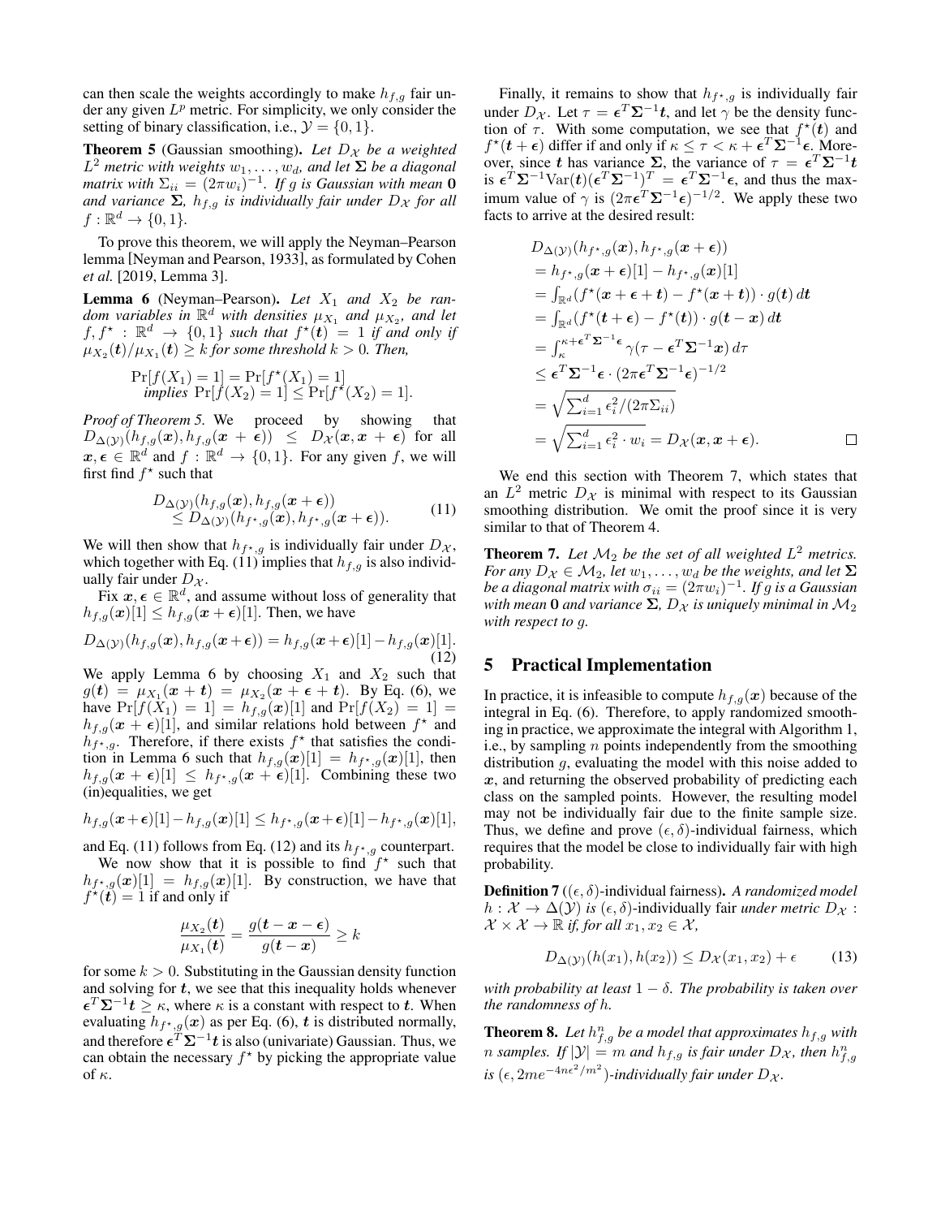can then scale the weights accordingly to make $h_{f,g}$ fair under any given $L^p$ metric. For simplicity, we only consider the setting of binary classification, i.e., $\mathcal{Y} = \{0, 1\}$.

**Theorem 5** (Gaussian smoothing)**.** *Let $D_{\mathcal{X}}$ be a weighted $L^2$ metric with weights $w_1, \ldots, w_d$, and let $\boldsymbol{\Sigma}$ be a diagonal matrix with $\Sigma_{ii} = (2\pi w_i)^{-1}$. If $g$ is Gaussian with mean $\mathbf{0}$ and variance $\boldsymbol{\Sigma}$, $h_{f,g}$ is individually fair under $D_{\mathcal{X}}$ for all $f : \mathbb{R}^d \to \{0, 1\}$.*

To prove this theorem, we will apply the Neyman–Pearson lemma [Neyman and Pearson, 1933], as formulated by Cohen *et al.* [2019, Lemma 3].

**Lemma 6** (Neyman–Pearson)**.** *Let $X_1$ and $X_2$ be random variables in $\mathbb{R}^d$ with densities $\mu_{X_1}$ and $\mu_{X_2}$, and let $f, f^\star : \mathbb{R}^d \to \{0, 1\}$ such that $f^\star(\boldsymbol{t}) = 1$ if and only if $\mu_{X_2}(\boldsymbol{t})/\mu_{X_1}(\boldsymbol{t}) \geq k$ for some threshold $k > 0$. Then,*

$$\begin{aligned}&\Pr[f(X_1) = 1] = \Pr[f^\star(X_1) = 1]\\ &\quad \textit{implies } \Pr[f(X_2) = 1] \leq \Pr[f^\star(X_2) = 1].\end{aligned}$$

*Proof of Theorem 5.* We proceed by showing that $D_{\Delta(\mathcal{Y})}(h_{f,g}(\boldsymbol{x}), h_{f,g}(\boldsymbol{x} + \boldsymbol{\epsilon})) \leq D_{\mathcal{X}}(\boldsymbol{x}, \boldsymbol{x} + \boldsymbol{\epsilon})$ for all $\boldsymbol{x}, \boldsymbol{\epsilon} \in \mathbb{R}^d$ and $f : \mathbb{R}^d \to \{0, 1\}$. For any given $f$, we will first find $f^\star$ such that

$$\begin{aligned}&D_{\Delta(\mathcal{Y})}(h_{f,g}(\boldsymbol{x}), h_{f,g}(\boldsymbol{x} + \boldsymbol{\epsilon}))\\ &\quad \leq D_{\Delta(\mathcal{Y})}(h_{f^\star,g}(\boldsymbol{x}), h_{f^\star,g}(\boldsymbol{x} + \boldsymbol{\epsilon})).\end{aligned} \tag{11}$$

We will then show that $h_{f^\star,g}$ is individually fair under $D_{\mathcal{X}}$, which together with Eq. (11) implies that $h_{f,g}$ is also individually fair under $D_{\mathcal{X}}$.

Fix $\boldsymbol{x}, \boldsymbol{\epsilon} \in \mathbb{R}^d$, and assume without loss of generality that $h_{f,g}(\boldsymbol{x})[1] \leq h_{f,g}(\boldsymbol{x} + \boldsymbol{\epsilon})[1]$. Then, we have

$$D_{\Delta(\mathcal{Y})}(h_{f,g}(\boldsymbol{x}), h_{f,g}(\boldsymbol{x}+\boldsymbol{\epsilon})) = h_{f,g}(\boldsymbol{x}+\boldsymbol{\epsilon})[1] - h_{f,g}(\boldsymbol{x})[1]. \tag{12}$$

We apply Lemma 6 by choosing $X_1$ and $X_2$ such that $g(\boldsymbol{t}) = \mu_{X_1}(\boldsymbol{x} + \boldsymbol{t}) = \mu_{X_2}(\boldsymbol{x} + \boldsymbol{\epsilon} + \boldsymbol{t})$. By Eq. (6), we have $\Pr[f(X_1) = 1] = h_{f,g}(\boldsymbol{x})[1]$ and $\Pr[f(X_2) = 1] = h_{f,g}(\boldsymbol{x} + \boldsymbol{\epsilon})[1]$, and similar relations hold between $f^\star$ and $h_{f^\star,g}$. Therefore, if there exists $f^\star$ that satisfies the condition in Lemma 6 such that $h_{f,g}(\boldsymbol{x})[1] = h_{f^\star,g}(\boldsymbol{x})[1]$, then $h_{f,g}(\boldsymbol{x} + \boldsymbol{\epsilon})[1] \leq h_{f^\star,g}(\boldsymbol{x} + \boldsymbol{\epsilon})[1]$. Combining these two (in)equalities, we get

$$h_{f,g}(\boldsymbol{x}+\boldsymbol{\epsilon})[1] - h_{f,g}(\boldsymbol{x})[1] \leq h_{f^\star,g}(\boldsymbol{x}+\boldsymbol{\epsilon})[1] - h_{f^\star,g}(\boldsymbol{x})[1],$$

and Eq. (11) follows from Eq. (12) and its $h_{f^\star,g}$ counterpart.

We now show that it is possible to find $f^\star$ such that $h_{f^\star,g}(\boldsymbol{x})[1] = h_{f,g}(\boldsymbol{x})[1]$. By construction, we have that $f^\star(\boldsymbol{t}) = 1$ if and only if

$$\frac{\mu_{X_2}(\boldsymbol{t})}{\mu_{X_1}(\boldsymbol{t})} = \frac{g(\boldsymbol{t} - \boldsymbol{x} - \boldsymbol{\epsilon})}{g(\boldsymbol{t} - \boldsymbol{x})} \geq k$$

for some $k > 0$. Substituting in the Gaussian density function and solving for $\boldsymbol{t}$, we see that this inequality holds whenever $\boldsymbol{\epsilon}^T\boldsymbol{\Sigma}^{-1}\boldsymbol{t} \geq \kappa$, where $\kappa$ is a constant with respect to $\boldsymbol{t}$. When evaluating $h_{f^\star,g}(\boldsymbol{x})$ as per Eq. (6), $\boldsymbol{t}$ is distributed normally, and therefore $\boldsymbol{\epsilon}^T\boldsymbol{\Sigma}^{-1}\boldsymbol{t}$ is also (univariate) Gaussian. Thus, we can obtain the necessary $f^\star$ by picking the appropriate value of $\kappa$.

Finally, it remains to show that $h_{f^\star,g}$ is individually fair under $D_{\mathcal{X}}$. Let $\tau = \boldsymbol{\epsilon}^T\boldsymbol{\Sigma}^{-1}\boldsymbol{t}$, and let $\gamma$ be the density function of $\tau$. With some computation, we see that $f^\star(\boldsymbol{t})$ and $f^\star(\boldsymbol{t} + \boldsymbol{\epsilon})$ differ if and only if $\kappa \leq \tau < \kappa + \boldsymbol{\epsilon}^T\boldsymbol{\Sigma}^{-1}\boldsymbol{\epsilon}$. Moreover, since $\boldsymbol{t}$ has variance $\boldsymbol{\Sigma}$, the variance of $\tau = \boldsymbol{\epsilon}^T\boldsymbol{\Sigma}^{-1}\boldsymbol{t}$ is $\boldsymbol{\epsilon}^T\boldsymbol{\Sigma}^{-1}\mathrm{Var}(\boldsymbol{t})(\boldsymbol{\epsilon}^T\boldsymbol{\Sigma}^{-1})^T = \boldsymbol{\epsilon}^T\boldsymbol{\Sigma}^{-1}\boldsymbol{\epsilon}$, and thus the maximum value of $\gamma$ is $(2\pi\boldsymbol{\epsilon}^T\boldsymbol{\Sigma}^{-1}\boldsymbol{\epsilon})^{-1/2}$. We apply these two facts to arrive at the desired result:

$$\begin{aligned}
&D_{\Delta(\mathcal{Y})}(h_{f^\star,g}(\boldsymbol{x}), h_{f^\star,g}(\boldsymbol{x} + \boldsymbol{\epsilon}))\\
&= h_{f^\star,g}(\boldsymbol{x} + \boldsymbol{\epsilon})[1] - h_{f^\star,g}(\boldsymbol{x})[1]\\
&= \textstyle\int_{\mathbb{R}^d}(f^\star(\boldsymbol{x} + \boldsymbol{\epsilon} + \boldsymbol{t}) - f^\star(\boldsymbol{x} + \boldsymbol{t})) \cdot g(\boldsymbol{t})\, d\boldsymbol{t}\\
&= \textstyle\int_{\mathbb{R}^d}(f^\star(\boldsymbol{t} + \boldsymbol{\epsilon}) - f^\star(\boldsymbol{t})) \cdot g(\boldsymbol{t} - \boldsymbol{x})\, d\boldsymbol{t}\\
&= \textstyle\int_{\kappa}^{\kappa + \boldsymbol{\epsilon}^T\boldsymbol{\Sigma}^{-1}\boldsymbol{\epsilon}} \gamma(\tau - \boldsymbol{\epsilon}^T\boldsymbol{\Sigma}^{-1}\boldsymbol{x})\, d\tau\\
&\leq \boldsymbol{\epsilon}^T\boldsymbol{\Sigma}^{-1}\boldsymbol{\epsilon} \cdot (2\pi\boldsymbol{\epsilon}^T\boldsymbol{\Sigma}^{-1}\boldsymbol{\epsilon})^{-1/2}\\
&= \sqrt{\textstyle\sum_{i=1}^d \epsilon_i^2/(2\pi\Sigma_{ii})}\\
&= \sqrt{\textstyle\sum_{i=1}^d \epsilon_i^2 \cdot w_i} = D_{\mathcal{X}}(\boldsymbol{x}, \boldsymbol{x} + \boldsymbol{\epsilon}).
\end{aligned}$$

□

We end this section with Theorem 7, which states that an $L^2$ metric $D_{\mathcal{X}}$ is minimal with respect to its Gaussian smoothing distribution. We omit the proof since it is very similar to that of Theorem 4.

**Theorem 7.** *Let $\mathcal{M}_2$ be the set of all weighted $L^2$ metrics. For any $D_{\mathcal{X}} \in \mathcal{M}_2$, let $w_1, \ldots, w_d$ be the weights, and let $\boldsymbol{\Sigma}$ be a diagonal matrix with $\sigma_{ii} = (2\pi w_i)^{-1}$. If $g$ is a Gaussian with mean $\mathbf{0}$ and variance $\boldsymbol{\Sigma}$, $D_{\mathcal{X}}$ is uniquely minimal in $\mathcal{M}_2$ with respect to $g$.*

## 5 Practical Implementation

In practice, it is infeasible to compute $h_{f,g}(\boldsymbol{x})$ because of the integral in Eq. (6). Therefore, to apply randomized smoothing in practice, we approximate the integral with Algorithm 1, i.e., by sampling $n$ points independently from the smoothing distribution $g$, evaluating the model with this noise added to $\boldsymbol{x}$, and returning the observed probability of predicting each class on the sampled points. However, the resulting model may not be individually fair due to the finite sample size. Thus, we define and prove $(\epsilon, \delta)$-individual fairness, which requires that the model be close to individually fair with high probability.

**Definition 7** ($(\epsilon, \delta)$-individual fairness)**.** *A randomized model $h : \mathcal{X} \to \Delta(\mathcal{Y})$ is $(\epsilon, \delta)$-individually fair under metric $D_{\mathcal{X}} : \mathcal{X} \times \mathcal{X} \to \mathbb{R}$ if, for all $x_1, x_2 \in \mathcal{X}$,*

$$D_{\Delta(\mathcal{Y})}(h(x_1), h(x_2)) \leq D_{\mathcal{X}}(x_1, x_2) + \epsilon \tag{13}$$

*with probability at least $1 - \delta$. The probability is taken over the randomness of $h$.*

**Theorem 8.** *Let $h^n_{f,g}$ be a model that approximates $h_{f,g}$ with $n$ samples. If $|\mathcal{Y}| = m$ and $h_{f,g}$ is fair under $D_{\mathcal{X}}$, then $h^n_{f,g}$ is $(\epsilon, 2me^{-4n\epsilon^2/m^2})$-individually fair under $D_{\mathcal{X}}$.*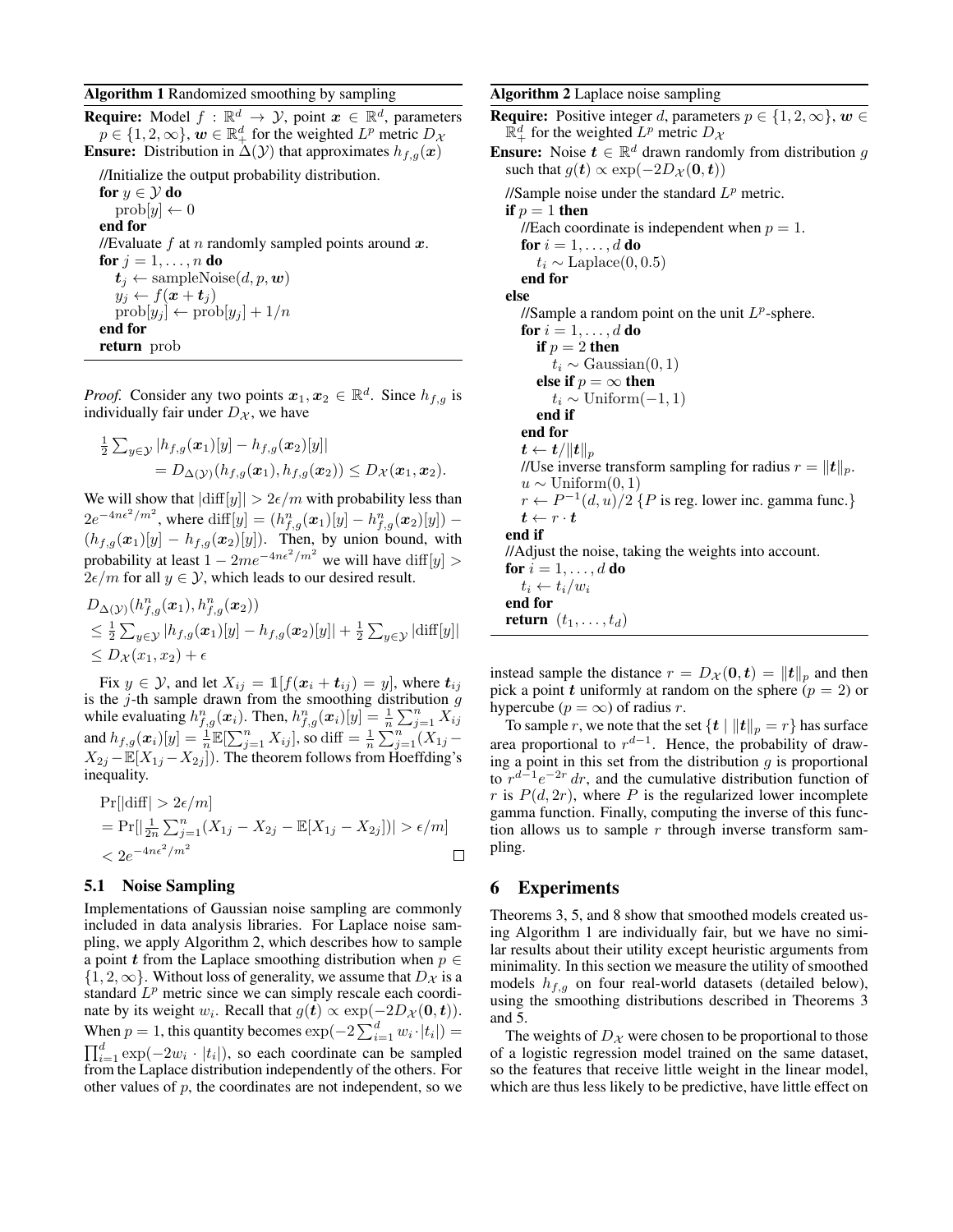**Algorithm 1** Randomized smoothing by sampling

**Require:** Model $f : \mathbb{R}^d \to \mathcal{Y}$, point $\boldsymbol{x} \in \mathbb{R}^d$, parameters $p \in \{1, 2, \infty\}$, $\boldsymbol{w} \in \mathbb{R}^d_+$ for the weighted $L^p$ metric $D_\mathcal{X}$
**Ensure:** Distribution in $\Delta(\mathcal{Y})$ that approximates $h_{f,g}(\boldsymbol{x})$

```
//Initialize the output probability distribution.
for y ∈ Y do
    prob[y] ← 0
end for
//Evaluate f at n randomly sampled points around x.
for j = 1, ..., n do
    t_j ← sampleNoise(d, p, w)
    y_j ← f(x + t_j)
    prob[y_j] ← prob[y_j] + 1/n
end for
return prob
```

*Proof.* Consider any two points $\boldsymbol{x}_1, \boldsymbol{x}_2 \in \mathbb{R}^d$. Since $h_{f,g}$ is individually fair under $D_\mathcal{X}$, we have

$$\begin{aligned}\tfrac{1}{2}\textstyle\sum_{y\in\mathcal{Y}} |h_{f,g}(\boldsymbol{x}_1)[y] - h_{f,g}(\boldsymbol{x}_2)[y]| \\ = D_{\Delta(\mathcal{Y})}(h_{f,g}(\boldsymbol{x}_1), h_{f,g}(\boldsymbol{x}_2)) \leq D_\mathcal{X}(\boldsymbol{x}_1, \boldsymbol{x}_2).\end{aligned}$$

We will show that $|\text{diff}[y]| > 2\epsilon/m$ with probability less than $2e^{-4n\epsilon^2/m^2}$, where $\text{diff}[y] = (h^n_{f,g}(\boldsymbol{x}_1)[y] - h^n_{f,g}(\boldsymbol{x}_2)[y]) - (h_{f,g}(\boldsymbol{x}_1)[y] - h_{f,g}(\boldsymbol{x}_2)[y])$. Then, by union bound, with probability at least $1 - 2me^{-4n\epsilon^2/m^2}$ we will have $\text{diff}[y] > 2\epsilon/m$ for all $y \in \mathcal{Y}$, which leads to our desired result.

$$\begin{aligned}&D_{\Delta(\mathcal{Y})}(h^n_{f,g}(\boldsymbol{x}_1), h^n_{f,g}(\boldsymbol{x}_2)) \\ &\leq \tfrac{1}{2}\textstyle\sum_{y\in\mathcal{Y}} |h_{f,g}(\boldsymbol{x}_1)[y] - h_{f,g}(\boldsymbol{x}_2)[y]| + \tfrac{1}{2}\sum_{y\in\mathcal{Y}} |\text{diff}[y]| \\ &\leq D_\mathcal{X}(x_1, x_2) + \epsilon\end{aligned}$$

Fix $y \in \mathcal{Y}$, and let $X_{ij} = \mathbb{1}[f(\boldsymbol{x}_i + \boldsymbol{t}_{ij}) = y]$, where $\boldsymbol{t}_{ij}$ is the $j$-th sample drawn from the smoothing distribution $g$ while evaluating $h^n_{f,g}(\boldsymbol{x}_i)$. Then, $h^n_{f,g}(\boldsymbol{x}_i)[y] = \frac{1}{n}\sum_{j=1}^n X_{ij}$ and $h_{f,g}(\boldsymbol{x}_i)[y] = \frac{1}{n}\mathbb{E}[\sum_{j=1}^n X_{ij}]$, so $\text{diff} = \frac{1}{n}\sum_{j=1}^n (X_{1j} - X_{2j} - \mathbb{E}[X_{1j} - X_{2j}])$. The theorem follows from Hoeffding's inequality.

$$\begin{aligned}&\Pr[|\text{diff}| > 2\epsilon/m] \\ &= \Pr[|\tfrac{1}{2n}\textstyle\sum_{j=1}^n (X_{1j} - X_{2j} - \mathbb{E}[X_{1j} - X_{2j}])| > \epsilon/m] \\ &< 2e^{-4n\epsilon^2/m^2}\end{aligned}$$

□

### 5.1 Noise Sampling

Implementations of Gaussian noise sampling are commonly included in data analysis libraries. For Laplace noise sampling, we apply Algorithm 2, which describes how to sample a point $\boldsymbol{t}$ from the Laplace smoothing distribution when $p \in \{1, 2, \infty\}$. Without loss of generality, we assume that $D_\mathcal{X}$ is a standard $L^p$ metric since we can simply rescale each coordinate by its weight $w_i$. Recall that $g(\boldsymbol{t}) \propto \exp(-2D_\mathcal{X}(\boldsymbol{0}, \boldsymbol{t}))$. When $p = 1$, this quantity becomes $\exp(-2\sum_{i=1}^d w_i \cdot |t_i|) = \prod_{i=1}^d \exp(-2w_i \cdot |t_i|)$, so each coordinate can be sampled from the Laplace distribution independently of the others. For other values of $p$, the coordinates are not independent, so we instead sample the distance $r = D_\mathcal{X}(\boldsymbol{0}, \boldsymbol{t}) = \|\boldsymbol{t}\|_p$ and then pick a point $\boldsymbol{t}$ uniformly at random on the sphere ($p = 2$) or hypercube ($p = \infty$) of radius $r$.

To sample $r$, we note that the set $\{\boldsymbol{t} \mid \|\boldsymbol{t}\|_p = r\}$ has surface area proportional to $r^{d-1}$. Hence, the probability of drawing a point in this set from the distribution $g$ is proportional to $r^{d-1}e^{-2r}\,dr$, and the cumulative distribution function of $r$ is $P(d, 2r)$, where $P$ is the regularized lower incomplete gamma function. Finally, computing the inverse of this function allows us to sample $r$ through inverse transform sampling.

**Algorithm 2** Laplace noise sampling

**Require:** Positive integer $d$, parameters $p \in \{1, 2, \infty\}$, $\boldsymbol{w} \in \mathbb{R}^d_+$ for the weighted $L^p$ metric $D_\mathcal{X}$
**Ensure:** Noise $\boldsymbol{t} \in \mathbb{R}^d$ drawn randomly from distribution $g$ such that $g(\boldsymbol{t}) \propto \exp(-2D_\mathcal{X}(\boldsymbol{0}, \boldsymbol{t}))$

```
//Sample noise under the standard L^p metric.
if p = 1 then
    //Each coordinate is independent when p = 1.
    for i = 1, ..., d do
        t_i ~ Laplace(0, 0.5)
    end for
else
    //Sample a random point on the unit L^p-sphere.
    for i = 1, ..., d do
        if p = 2 then
            t_i ~ Gaussian(0, 1)
        else if p = ∞ then
            t_i ~ Uniform(−1, 1)
        end if
    end for
    t ← t/||t||_p
    //Use inverse transform sampling for radius r = ||t||_p.
    u ~ Uniform(0, 1)
    r ← P^{-1}(d, u)/2 {P is reg. lower inc. gamma func.}
    t ← r · t
end if
//Adjust the noise, taking the weights into account.
for i = 1, ..., d do
    t_i ← t_i/w_i
end for
return (t_1, ..., t_d)
```

## 6 Experiments

Theorems 3, 5, and 8 show that smoothed models created using Algorithm 1 are individually fair, but we have no similar results about their utility except heuristic arguments from minimality. In this section we measure the utility of smoothed models $h_{f,g}$ on four real-world datasets (detailed below), using the smoothing distributions described in Theorems 3 and 5.

The weights of $D_\mathcal{X}$ were chosen to be proportional to those of a logistic regression model trained on the same dataset, so the features that receive little weight in the linear model, which are thus less likely to be predictive, have little effect on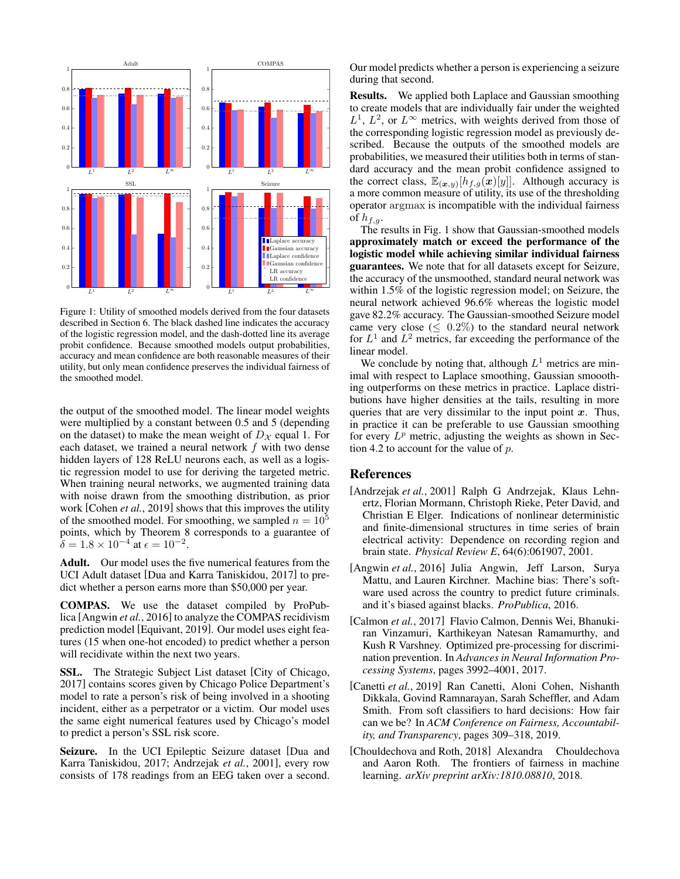Figure 1: Utility of smoothed models derived from the four datasets described in Section 6. The black dashed line indicates the accuracy of the logistic regression model, and the dash-dotted line its average probit confidence. Because smoothed models output probabilities, accuracy and mean confidence are both reasonable measures of their utility, but only mean confidence preserves the individual fairness of the smoothed model.

the output of the smoothed model. The linear model weights were multiplied by a constant between 0.5 and 5 (depending on the dataset) to make the mean weight of $D_{\mathcal{X}}$ equal 1. For each dataset, we trained a neural network $f$ with two dense hidden layers of 128 ReLU neurons each, as well as a logistic regression model to use for deriving the targeted metric. When training neural networks, we augmented training data with noise drawn from the smoothing distribution, as prior work [Cohen *et al.*, 2019] shows that this improves the utility of the smoothed model. For smoothing, we sampled $n = 10^5$ points, which by Theorem 8 corresponds to a guarantee of $\delta = 1.8 \times 10^{-4}$ at $\epsilon = 10^{-2}$.

**Adult.** Our model uses the five numerical features from the UCI Adult dataset [Dua and Karra Taniskidou, 2017] to predict whether a person earns more than \$50,000 per year.

**COMPAS.** We use the dataset compiled by ProPublica [Angwin *et al.*, 2016] to analyze the COMPAS recidivism prediction model [Equivant, 2019]. Our model uses eight features (15 when one-hot encoded) to predict whether a person will recidivate within the next two years.

**SSL.** The Strategic Subject List dataset [City of Chicago, 2017] contains scores given by Chicago Police Department's model to rate a person's risk of being involved in a shooting incident, either as a perpetrator or a victim. Our model uses the same eight numerical features used by Chicago's model to predict a person's SSL risk score.

**Seizure.** In the UCI Epileptic Seizure dataset [Dua and Karra Taniskidou, 2017; Andrzejak *et al.*, 2001], every row consists of 178 readings from an EEG taken over a second. Our model predicts whether a person is experiencing a seizure during that second.

**Results.** We applied both Laplace and Gaussian smoothing to create models that are individually fair under the weighted $L^1$, $L^2$, or $L^\infty$ metrics, with weights derived from those of the corresponding logistic regression model as previously described. Because the outputs of the smoothed models are probabilities, we measured their utilities both in terms of standard accuracy and the mean probit confidence assigned to the correct class, $\mathbb{E}_{(\boldsymbol{x},y)}[h_{f,g}(\boldsymbol{x})[y]]$. Although accuracy is a more common measure of utility, its use of the thresholding operator argmax is incompatible with the individual fairness of $h_{f,g}$.

The results in Fig. 1 show that Gaussian-smoothed models **approximately match or exceed the performance of the logistic model while achieving similar individual fairness guarantees.** We note that for all datasets except for Seizure, the accuracy of the unsmoothed, standard neural network was within 1.5% of the logistic regression model; on Seizure, the neural network achieved 96.6% whereas the logistic model gave 82.2% accuracy. The Gaussian-smoothed Seizure model came very close ($\leq 0.2\%$) to the standard neural network for $L^1$ and $L^2$ metrics, far exceeding the performance of the linear model.

We conclude by noting that, although $L^1$ metrics are minimal with respect to Laplace smoothing, Gaussian smoooothing outperforms on these metrics in practice. Laplace distributions have higher densities at the tails, resulting in more queries that are very dissimilar to the input point $\boldsymbol{x}$. Thus, in practice it can be preferable to use Gaussian smoothing for every $L^p$ metric, adjusting the weights as shown in Section 4.2 to account for the value of $p$.

## References

[Andrzejak *et al.*, 2001] Ralph G Andrzejak, Klaus Lehnertz, Florian Mormann, Christoph Rieke, Peter David, and Christian E Elger. Indications of nonlinear deterministic and finite-dimensional structures in time series of brain electrical activity: Dependence on recording region and brain state. *Physical Review E*, 64(6):061907, 2001.

[Angwin *et al.*, 2016] Julia Angwin, Jeff Larson, Surya Mattu, and Lauren Kirchner. Machine bias: There's software used across the country to predict future criminals. and it's biased against blacks. *ProPublica*, 2016.

[Calmon *et al.*, 2017] Flavio Calmon, Dennis Wei, Bhanukiran Vinzamuri, Karthikeyan Natesan Ramamurthy, and Kush R Varshney. Optimized pre-processing for discrimination prevention. In *Advances in Neural Information Processing Systems*, pages 3992–4001, 2017.

[Canetti *et al.*, 2019] Ran Canetti, Aloni Cohen, Nishanth Dikkala, Govind Ramnarayan, Sarah Scheffler, and Adam Smith. From soft classifiers to hard decisions: How fair can we be? In *ACM Conference on Fairness, Accountability, and Transparency*, pages 309–318, 2019.

[Chouldechova and Roth, 2018] Alexandra Chouldechova and Aaron Roth. The frontiers of fairness in machine learning. *arXiv preprint arXiv:1810.08810*, 2018.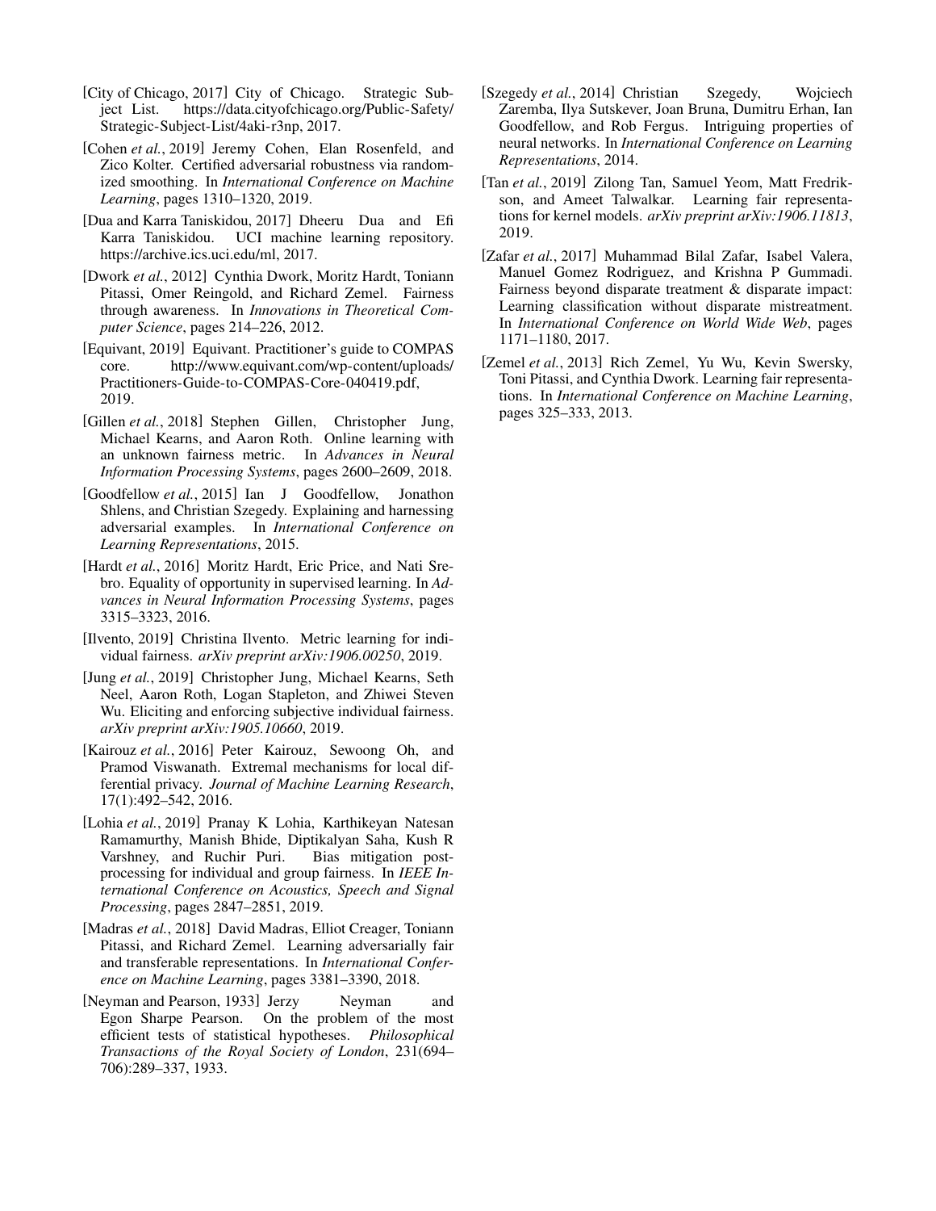[City of Chicago, 2017] City of Chicago. Strategic Subject List. https://data.cityofchicago.org/Public-Safety/Strategic-Subject-List/4aki-r3np, 2017.

[Cohen *et al.*, 2019] Jeremy Cohen, Elan Rosenfeld, and Zico Kolter. Certified adversarial robustness via randomized smoothing. In *International Conference on Machine Learning*, pages 1310–1320, 2019.

[Dua and Karra Taniskidou, 2017] Dheeru Dua and Efi Karra Taniskidou. UCI machine learning repository. https://archive.ics.uci.edu/ml, 2017.

[Dwork *et al.*, 2012] Cynthia Dwork, Moritz Hardt, Toniann Pitassi, Omer Reingold, and Richard Zemel. Fairness through awareness. In *Innovations in Theoretical Computer Science*, pages 214–226, 2012.

[Equivant, 2019] Equivant. Practitioner's guide to COMPAS core. http://www.equivant.com/wp-content/uploads/Practitioners-Guide-to-COMPAS-Core-040419.pdf, 2019.

[Gillen *et al.*, 2018] Stephen Gillen, Christopher Jung, Michael Kearns, and Aaron Roth. Online learning with an unknown fairness metric. In *Advances in Neural Information Processing Systems*, pages 2600–2609, 2018.

[Goodfellow *et al.*, 2015] Ian J Goodfellow, Jonathon Shlens, and Christian Szegedy. Explaining and harnessing adversarial examples. In *International Conference on Learning Representations*, 2015.

[Hardt *et al.*, 2016] Moritz Hardt, Eric Price, and Nati Srebro. Equality of opportunity in supervised learning. In *Advances in Neural Information Processing Systems*, pages 3315–3323, 2016.

[Ilvento, 2019] Christina Ilvento. Metric learning for individual fairness. *arXiv preprint arXiv:1906.00250*, 2019.

[Jung *et al.*, 2019] Christopher Jung, Michael Kearns, Seth Neel, Aaron Roth, Logan Stapleton, and Zhiwei Steven Wu. Eliciting and enforcing subjective individual fairness. *arXiv preprint arXiv:1905.10660*, 2019.

[Kairouz *et al.*, 2016] Peter Kairouz, Sewoong Oh, and Pramod Viswanath. Extremal mechanisms for local differential privacy. *Journal of Machine Learning Research*, 17(1):492–542, 2016.

[Lohia *et al.*, 2019] Pranay K Lohia, Karthikeyan Natesan Ramamurthy, Manish Bhide, Diptikalyan Saha, Kush R Varshney, and Ruchir Puri. Bias mitigation post-processing for individual and group fairness. In *IEEE International Conference on Acoustics, Speech and Signal Processing*, pages 2847–2851, 2019.

[Madras *et al.*, 2018] David Madras, Elliot Creager, Toniann Pitassi, and Richard Zemel. Learning adversarially fair and transferable representations. In *International Conference on Machine Learning*, pages 3381–3390, 2018.

[Neyman and Pearson, 1933] Jerzy Neyman and Egon Sharpe Pearson. On the problem of the most efficient tests of statistical hypotheses. *Philosophical Transactions of the Royal Society of London*, 231(694–706):289–337, 1933.

[Szegedy *et al.*, 2014] Christian Szegedy, Wojciech Zaremba, Ilya Sutskever, Joan Bruna, Dumitru Erhan, Ian Goodfellow, and Rob Fergus. Intriguing properties of neural networks. In *International Conference on Learning Representations*, 2014.

[Tan *et al.*, 2019] Zilong Tan, Samuel Yeom, Matt Fredrikson, and Ameet Talwalkar. Learning fair representations for kernel models. *arXiv preprint arXiv:1906.11813*, 2019.

[Zafar *et al.*, 2017] Muhammad Bilal Zafar, Isabel Valera, Manuel Gomez Rodriguez, and Krishna P Gummadi. Fairness beyond disparate treatment & disparate impact: Learning classification without disparate mistreatment. In *International Conference on World Wide Web*, pages 1171–1180, 2017.

[Zemel *et al.*, 2013] Rich Zemel, Yu Wu, Kevin Swersky, Toni Pitassi, and Cynthia Dwork. Learning fair representations. In *International Conference on Machine Learning*, pages 325–333, 2013.